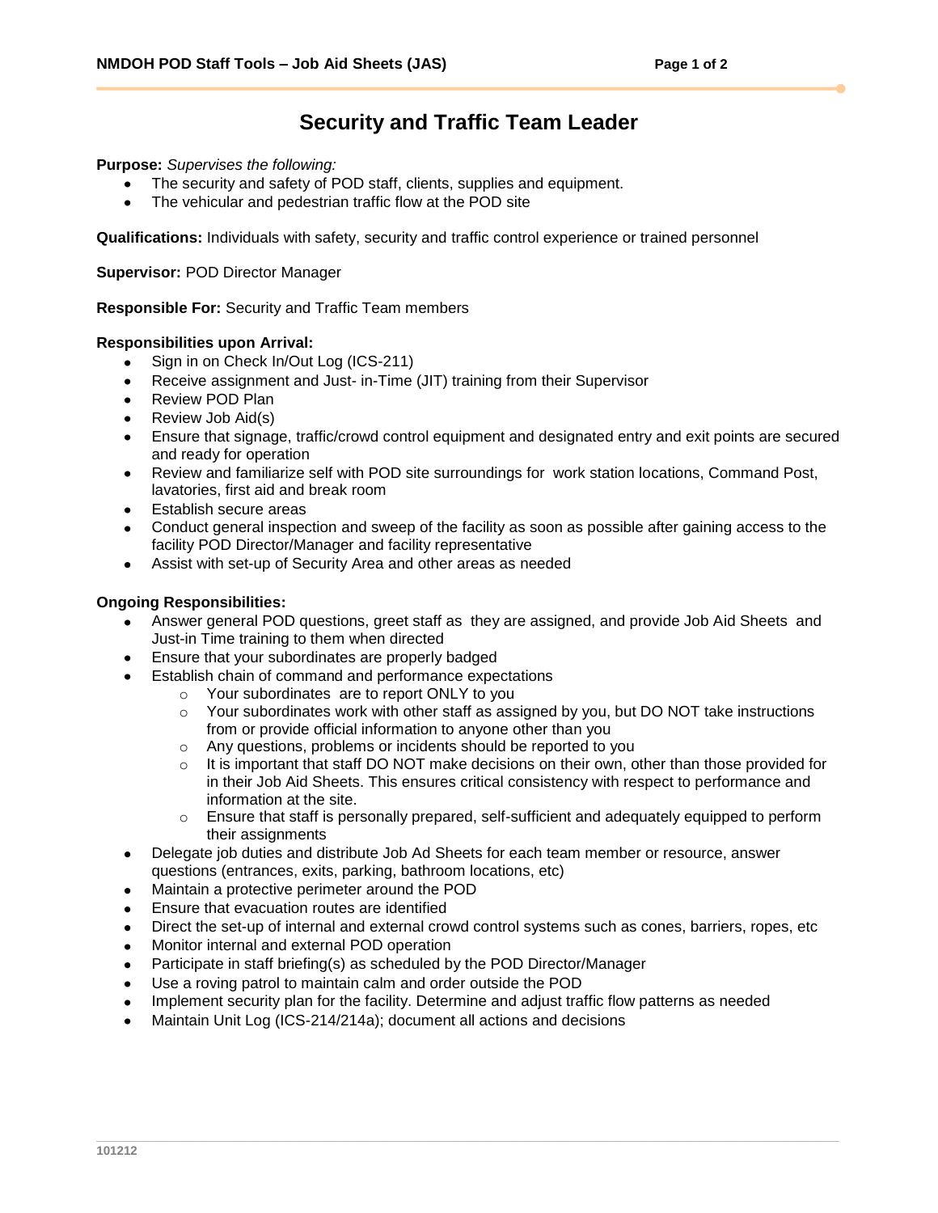# Security and Traffic Team Leader

**Purpose:** *Supervises the following:*

- The security and safety of POD staff, clients, supplies and equipment.
- The vehicular and pedestrian traffic flow at the POD site

**Qualifications:** Individuals with safety, security and traffic control experience or trained personnel

**Supervisor:** POD Director Manager

**Responsible For:** Security and Traffic Team members

**Responsibilities upon Arrival:**

- Sign in on Check In/Out Log (ICS-211)
- Receive assignment and Just- in-Time (JIT) training from their Supervisor
- Review POD Plan
- Review Job Aid(s)
- Ensure that signage, traffic/crowd control equipment and designated entry and exit points are secured and ready for operation
- Review and familiarize self with POD site surroundings for work station locations, Command Post, lavatories, first aid and break room
- Establish secure areas
- Conduct general inspection and sweep of the facility as soon as possible after gaining access to the facility POD Director/Manager and facility representative
- Assist with set-up of Security Area and other areas as needed

**Ongoing Responsibilities:**

- Answer general POD questions, greet staff as they are assigned, and provide Job Aid Sheets and Just-in Time training to them when directed
- Ensure that your subordinates are properly badged
- Establish chain of command and performance expectations
  - Your subordinates are to report ONLY to you
  - Your subordinates work with other staff as assigned by you, but DO NOT take instructions from or provide official information to anyone other than you
  - Any questions, problems or incidents should be reported to you
  - It is important that staff DO NOT make decisions on their own, other than those provided for in their Job Aid Sheets. This ensures critical consistency with respect to performance and information at the site.
  - Ensure that staff is personally prepared, self-sufficient and adequately equipped to perform their assignments
- Delegate job duties and distribute Job Ad Sheets for each team member or resource, answer questions (entrances, exits, parking, bathroom locations, etc)
- Maintain a protective perimeter around the POD
- Ensure that evacuation routes are identified
- Direct the set-up of internal and external crowd control systems such as cones, barriers, ropes, etc
- Monitor internal and external POD operation
- Participate in staff briefing(s) as scheduled by the POD Director/Manager
- Use a roving patrol to maintain calm and order outside the POD
- Implement security plan for the facility. Determine and adjust traffic flow patterns as needed
- Maintain Unit Log (ICS-214/214a); document all actions and decisions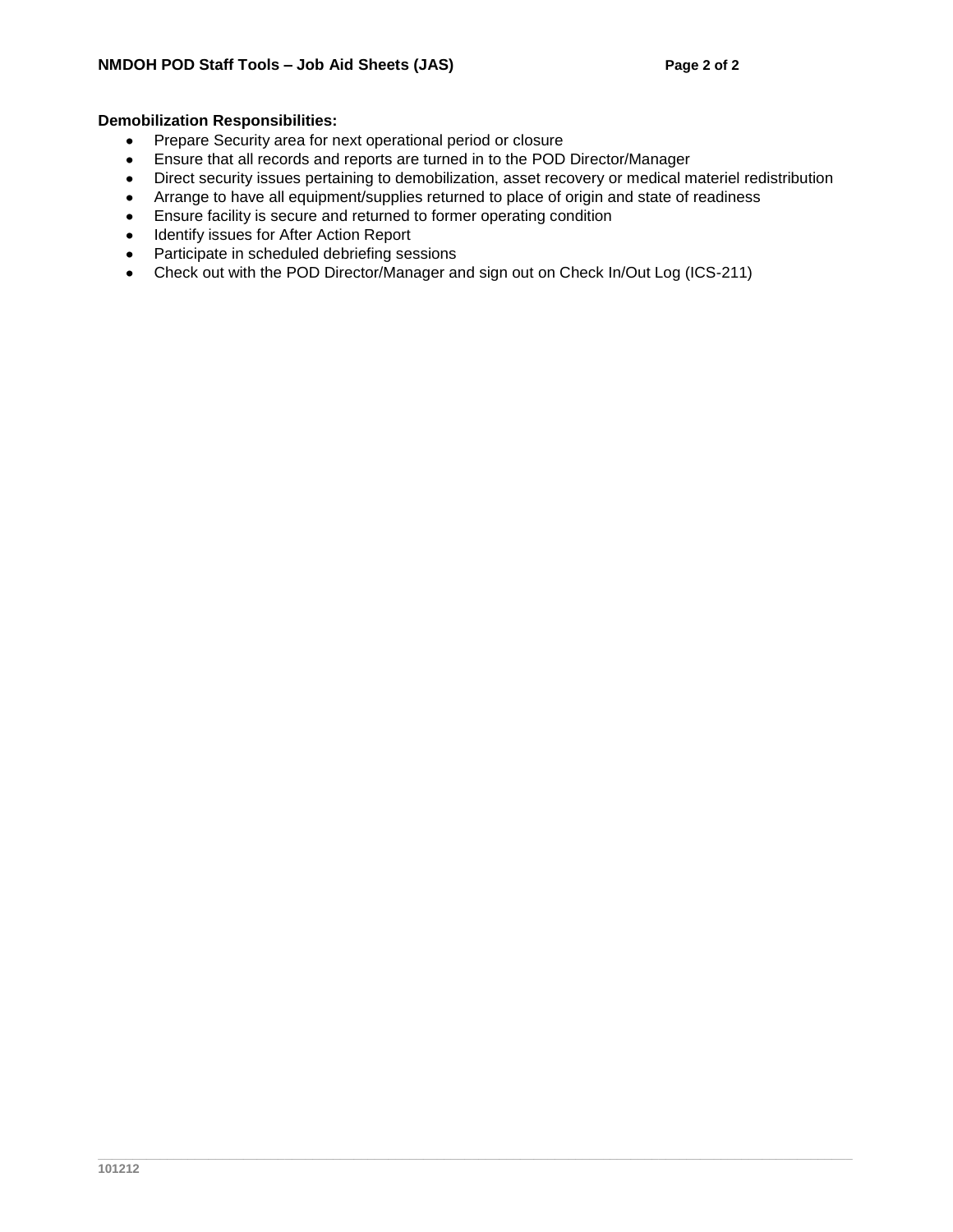**Demobilization Responsibilities:**

- Prepare Security area for next operational period or closure
- Ensure that all records and reports are turned in to the POD Director/Manager
- Direct security issues pertaining to demobilization, asset recovery or medical materiel redistribution
- Arrange to have all equipment/supplies returned to place of origin and state of readiness
- Ensure facility is secure and returned to former operating condition
- Identify issues for After Action Report
- Participate in scheduled debriefing sessions
- Check out with the POD Director/Manager and sign out on Check In/Out Log (ICS-211)